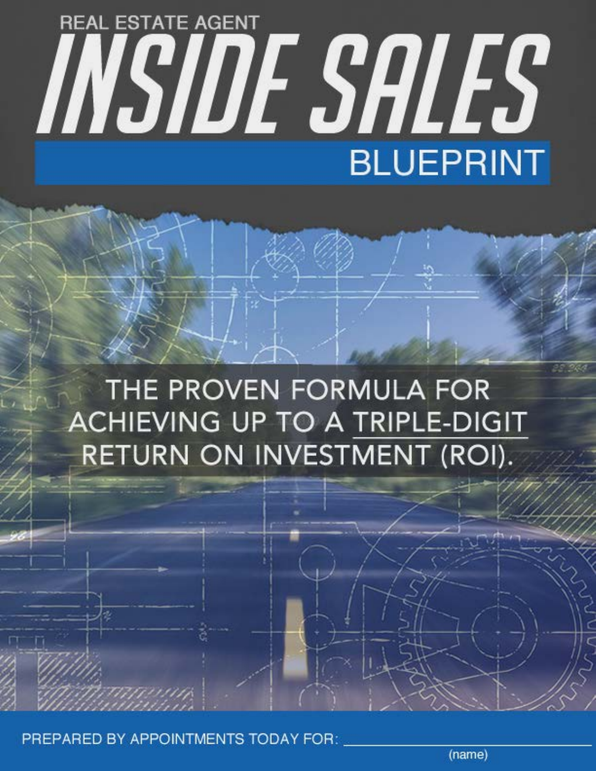REAL ESTATE AGENT

# INSIDE SALES

## BLUEPRINT

THE PROVEN FORMULA FOR ACHIEVING UP TO A TRIPLE-DIGIT RETURN ON INVESTMENT (ROI).

PREPARED BY APPOINTMENTS TODAY FOR: ______________________

(name)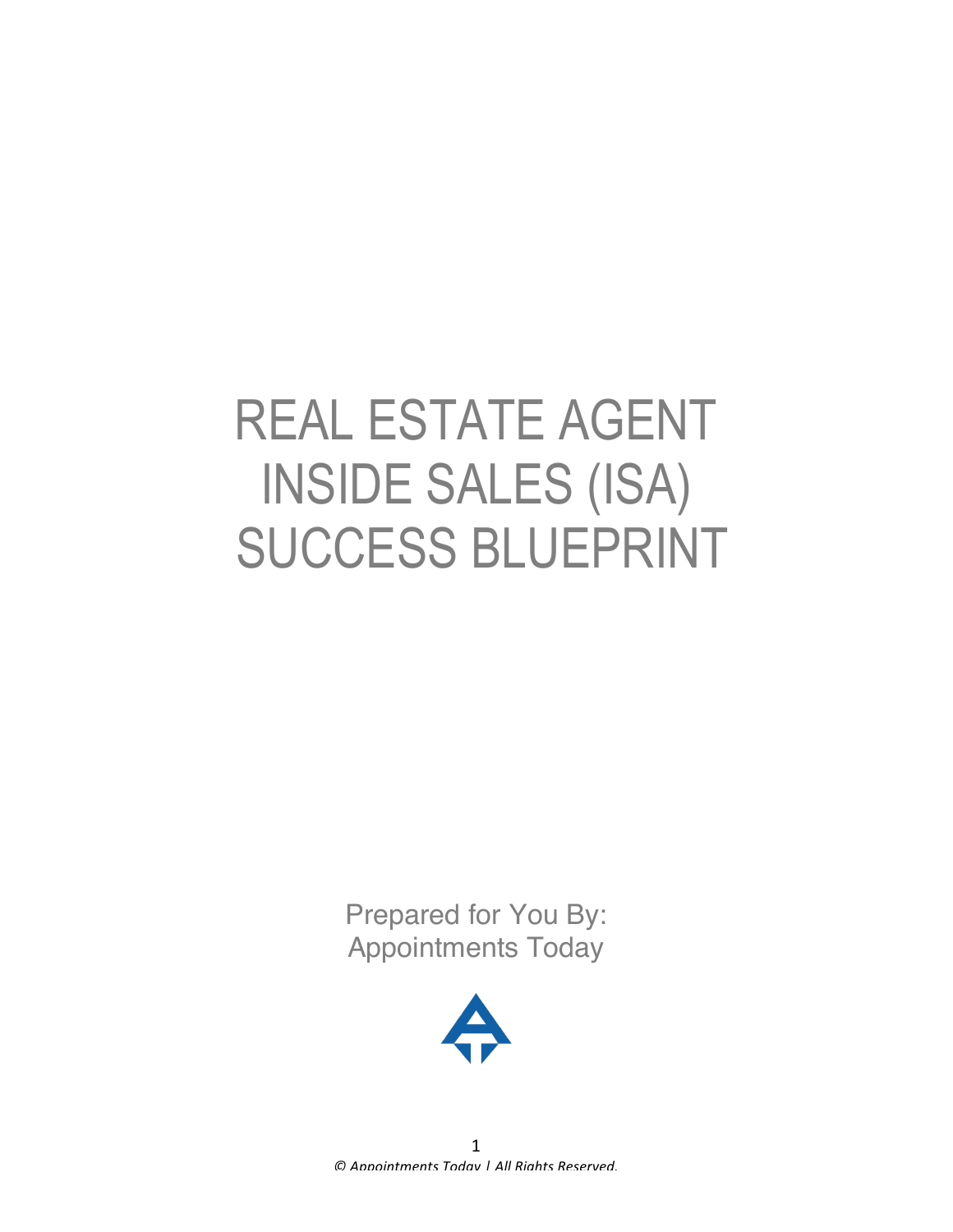# REAL ESTATE AGENT INSIDE SALES (ISA) SUCCESS BLUEPRINT

Prepared for You By:
Appointments Today

© Appointments Today | All Rights Reserved.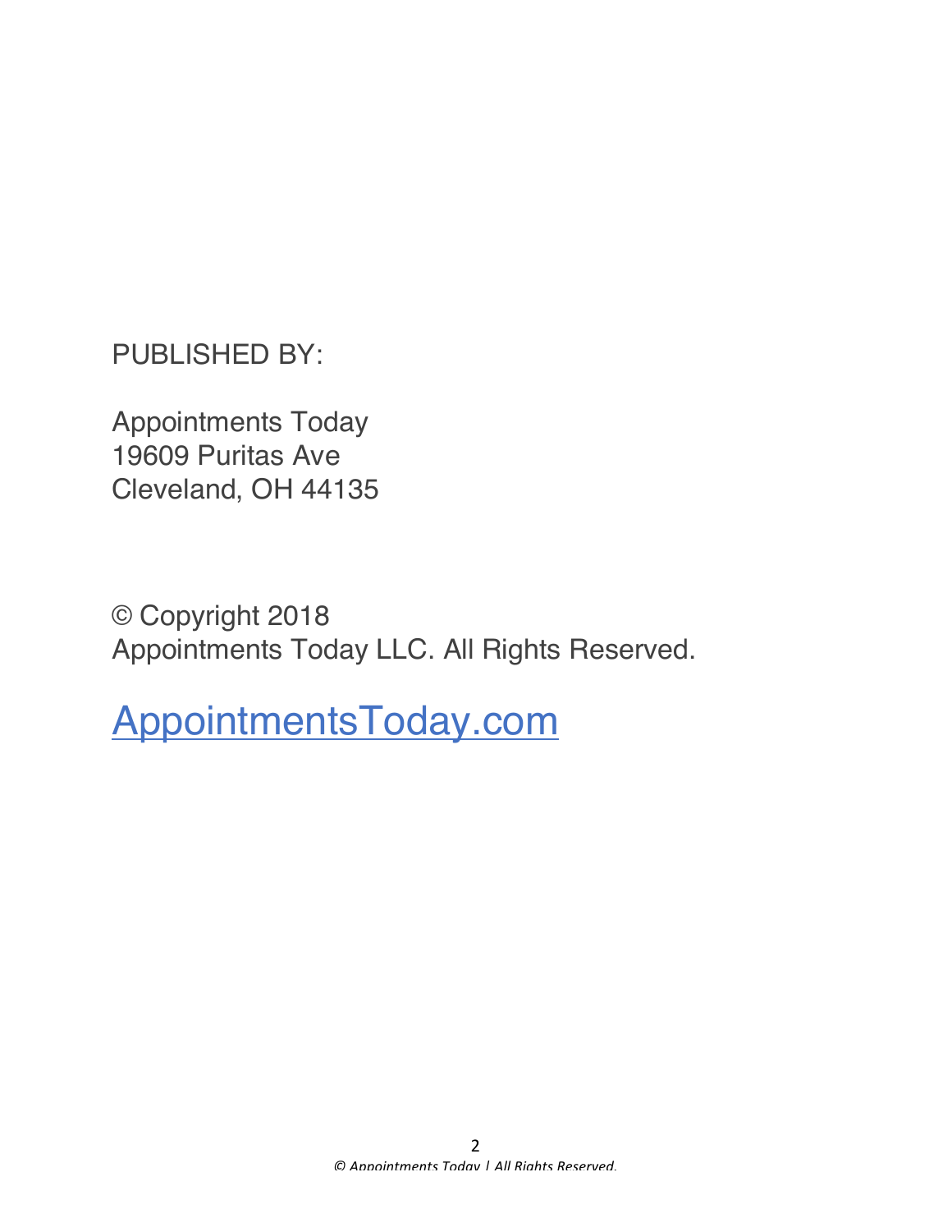PUBLISHED BY:

Appointments Today
19609 Puritas Ave
Cleveland, OH 44135

© Copyright 2018
Appointments Today LLC. All Rights Reserved.

[AppointmentsToday.com](http://AppointmentsToday.com)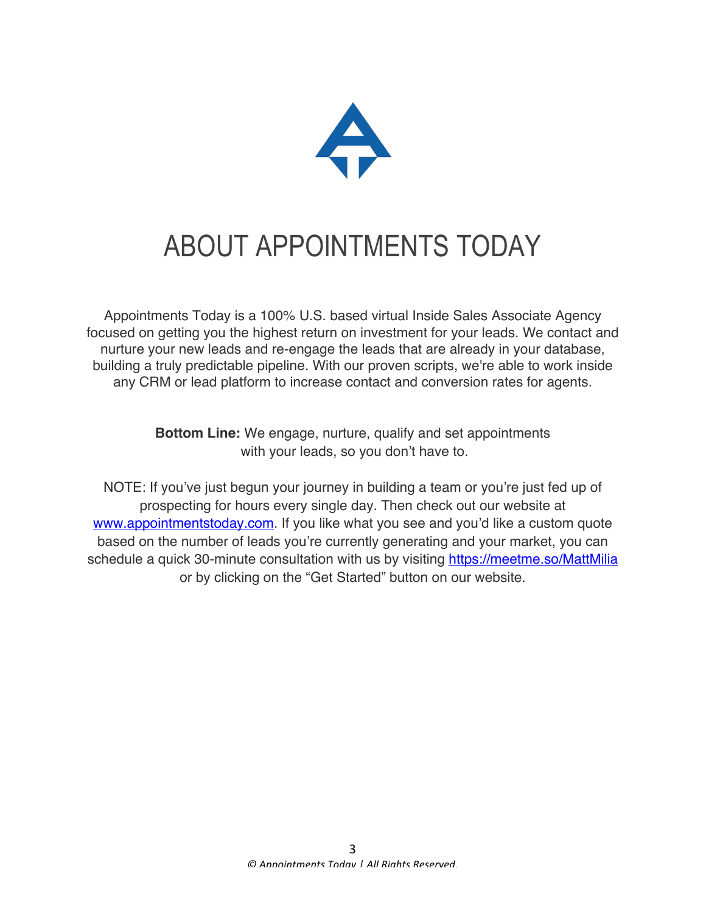# ABOUT APPOINTMENTS TODAY

Appointments Today is a 100% U.S. based virtual Inside Sales Associate Agency focused on getting you the highest return on investment for your leads. We contact and nurture your new leads and re-engage the leads that are already in your database, building a truly predictable pipeline. With our proven scripts, we're able to work inside any CRM or lead platform to increase contact and conversion rates for agents.

**Bottom Line:** We engage, nurture, qualify and set appointments with your leads, so you don't have to.

NOTE: If you've just begun your journey in building a team or you're just fed up of prospecting for hours every single day. Then check out our website at www.appointmentstoday.com. If you like what you see and you'd like a custom quote based on the number of leads you're currently generating and your market, you can schedule a quick 30-minute consultation with us by visiting https://meetme.so/MattMilia or by clicking on the "Get Started" button on our website.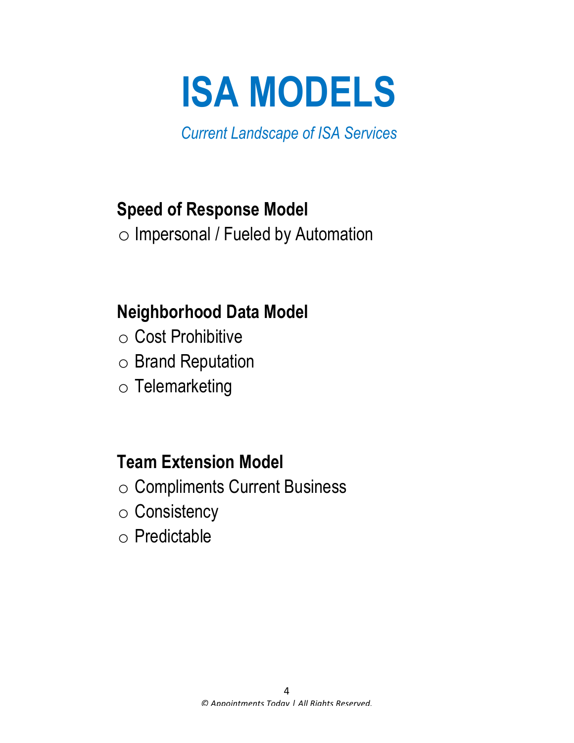# ISA MODELS

*Current Landscape of ISA Services*

### Speed of Response Model

- Impersonal / Fueled by Automation

### Neighborhood Data Model

- Cost Prohibitive
- Brand Reputation
- Telemarketing

### Team Extension Model

- Compliments Current Business
- Consistency
- Predictable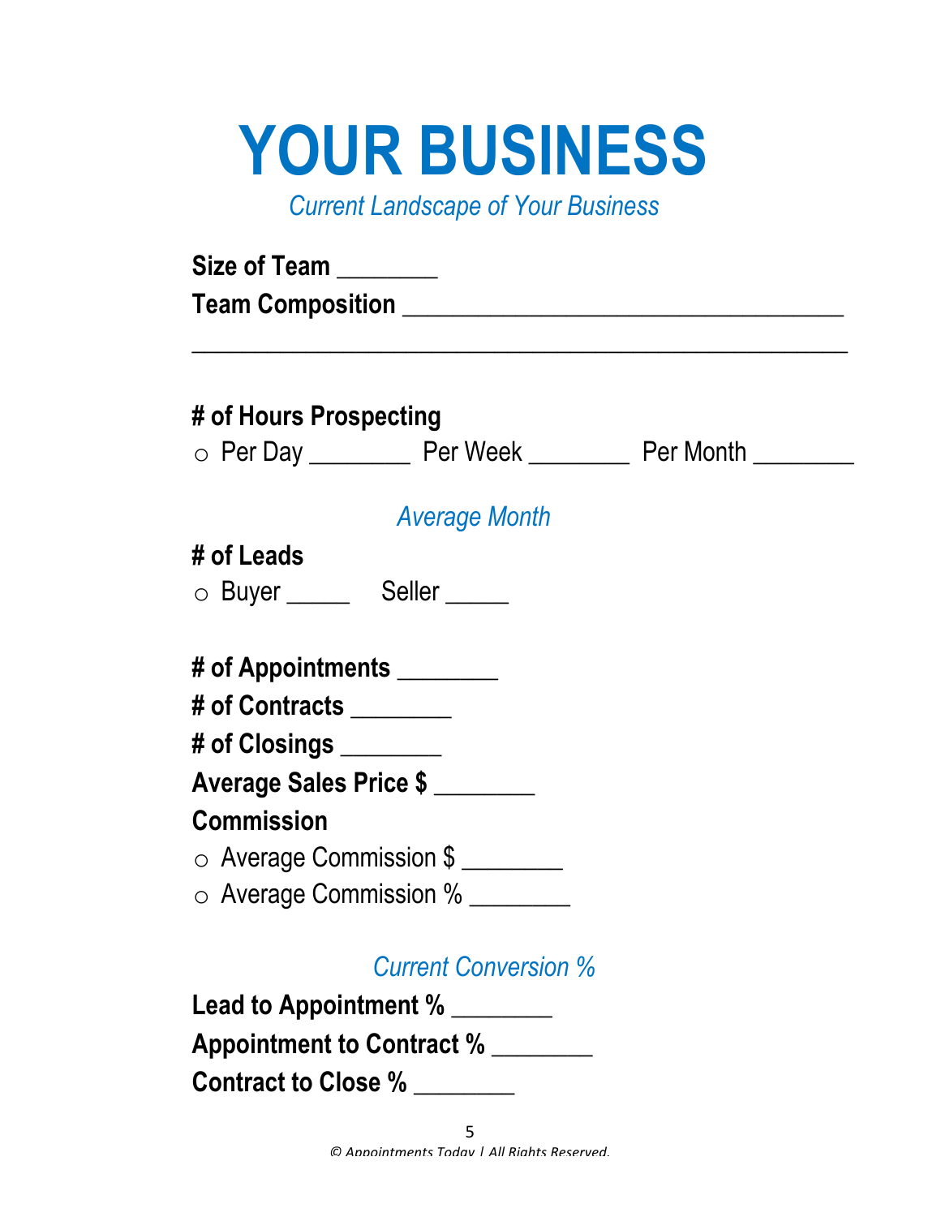# YOUR BUSINESS

*Current Landscape of Your Business*

**Size of Team** ________

**Team Composition** ___________________________________

____________________________________________________

**# of Hours Prospecting**

- Per Day ________ Per Week ________ Per Month ________

*Average Month*

**# of Leads**

- Buyer _____ Seller _____

**# of Appointments** ________

**# of Contracts** ________

**# of Closings** ________

**Average Sales Price $** ________

**Commission**

- Average Commission $ ________
- Average Commission % ________

*Current Conversion %*

**Lead to Appointment %** ________

**Appointment to Contract %** ________

**Contract to Close %** ________

© Appointments Today | All Rights Reserved.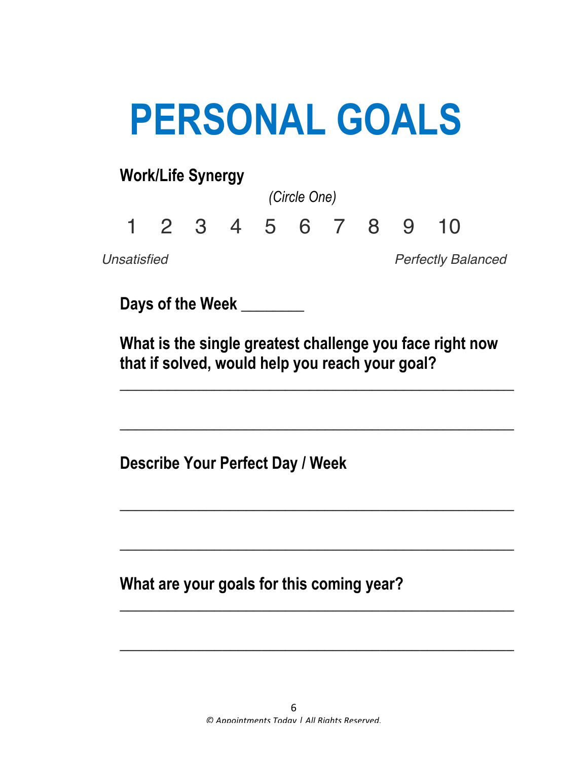# PERSONAL GOALS

**Work/Life Synergy**

*(Circle One)*

1 2 3 4 5 6 7 8 9 10

*Unsatisfied* *Perfectly Balanced*

**Days of the Week** ________

**What is the single greatest challenge you face right now that if solved, would help you reach your goal?**

_______________________________________________

_______________________________________________

**Describe Your Perfect Day / Week**

_______________________________________________

_______________________________________________

**What are your goals for this coming year?**

_______________________________________________

_______________________________________________

*© Appointments Today | All Rights Reserved.*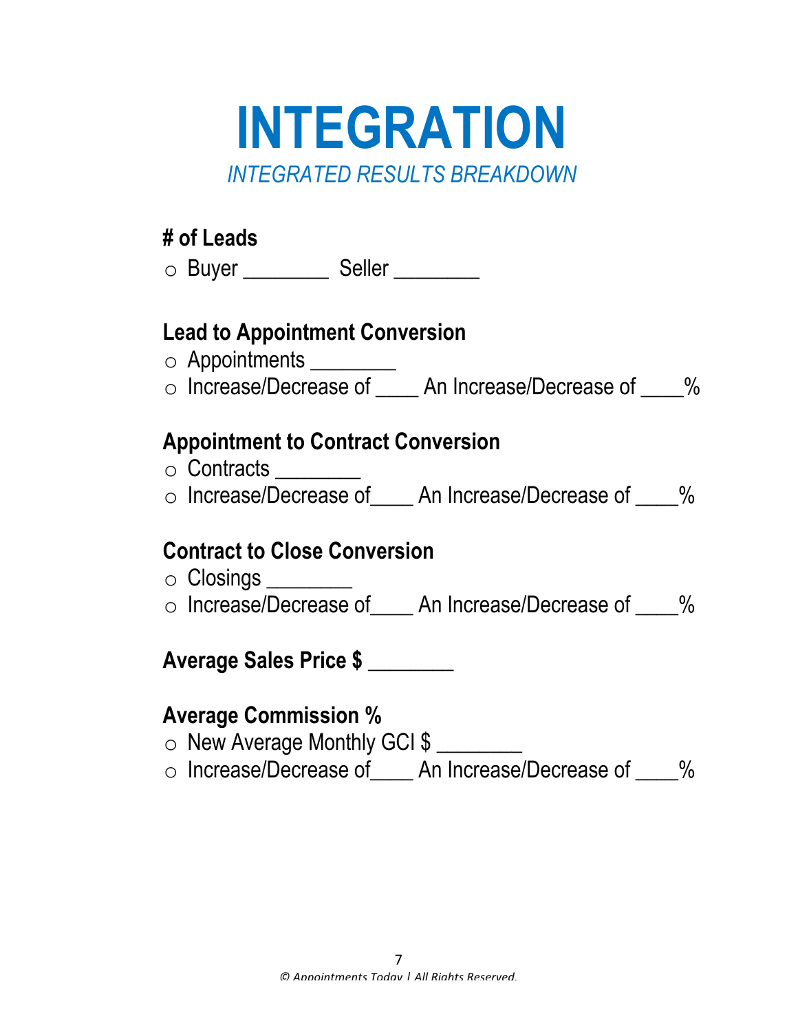# INTEGRATION

*INTEGRATED RESULTS BREAKDOWN*

**# of Leads**

- Buyer ________ Seller ________

**Lead to Appointment Conversion**

- Appointments ________
- Increase/Decrease of ____ An Increase/Decrease of ____%

**Appointment to Contract Conversion**

- Contracts ________
- Increase/Decrease of____ An Increase/Decrease of ____%

**Contract to Close Conversion**

- Closings ________
- Increase/Decrease of____ An Increase/Decrease of ____%

**Average Sales Price $ ________**

**Average Commission %**

- New Average Monthly GCI $ ________
- Increase/Decrease of____ An Increase/Decrease of ____%

*© Appointments Today | All Rights Reserved.*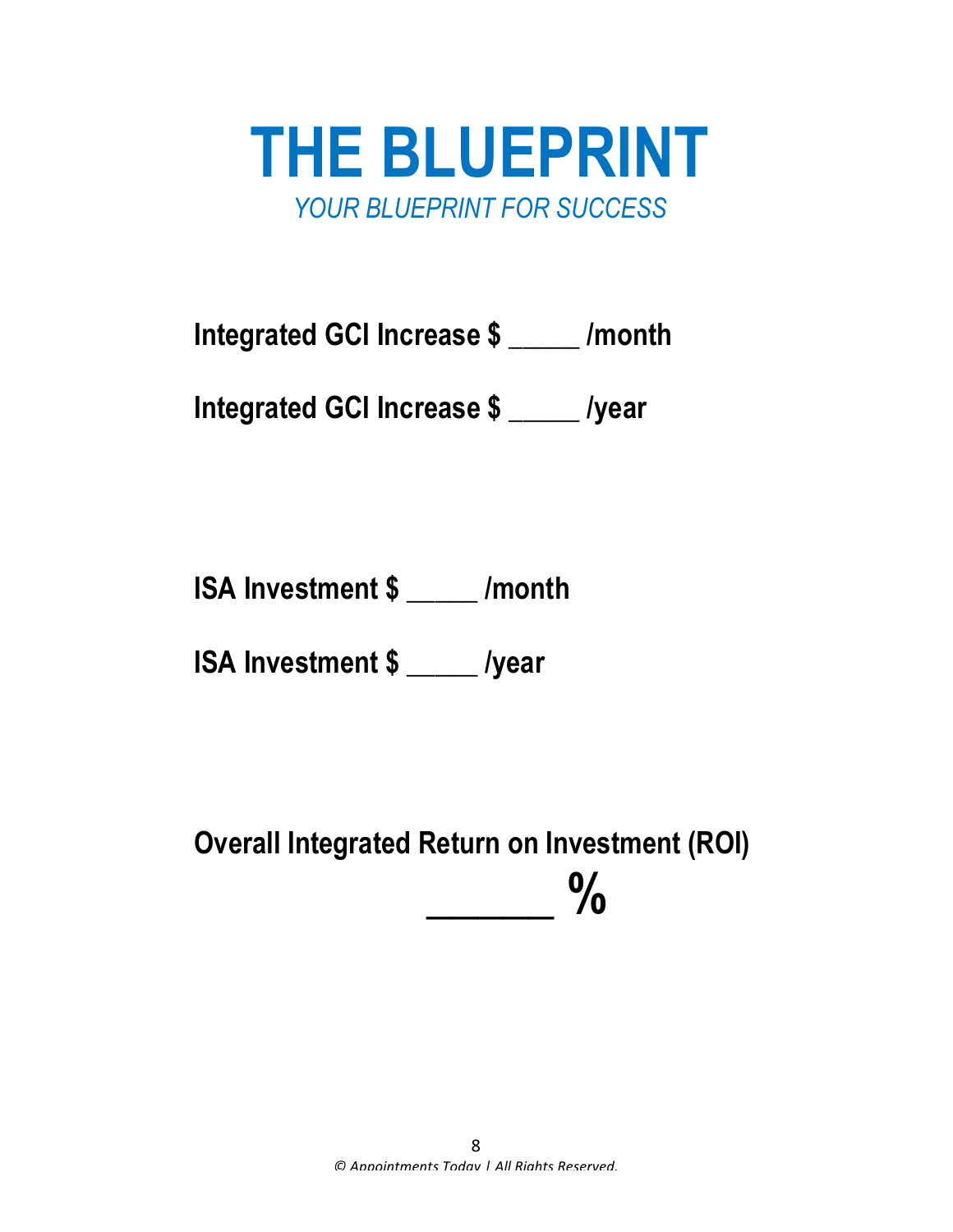# THE BLUEPRINT

*YOUR BLUEPRINT FOR SUCCESS*

**Integrated GCI Increase $ _____ /month**

**Integrated GCI Increase $ _____ /year**

**ISA Investment $ _____ /month**

**ISA Investment $ _____ /year**

**Overall Integrated Return on Investment (ROI)**

**_______ %**

*© Appointments Today | All Rights Reserved.*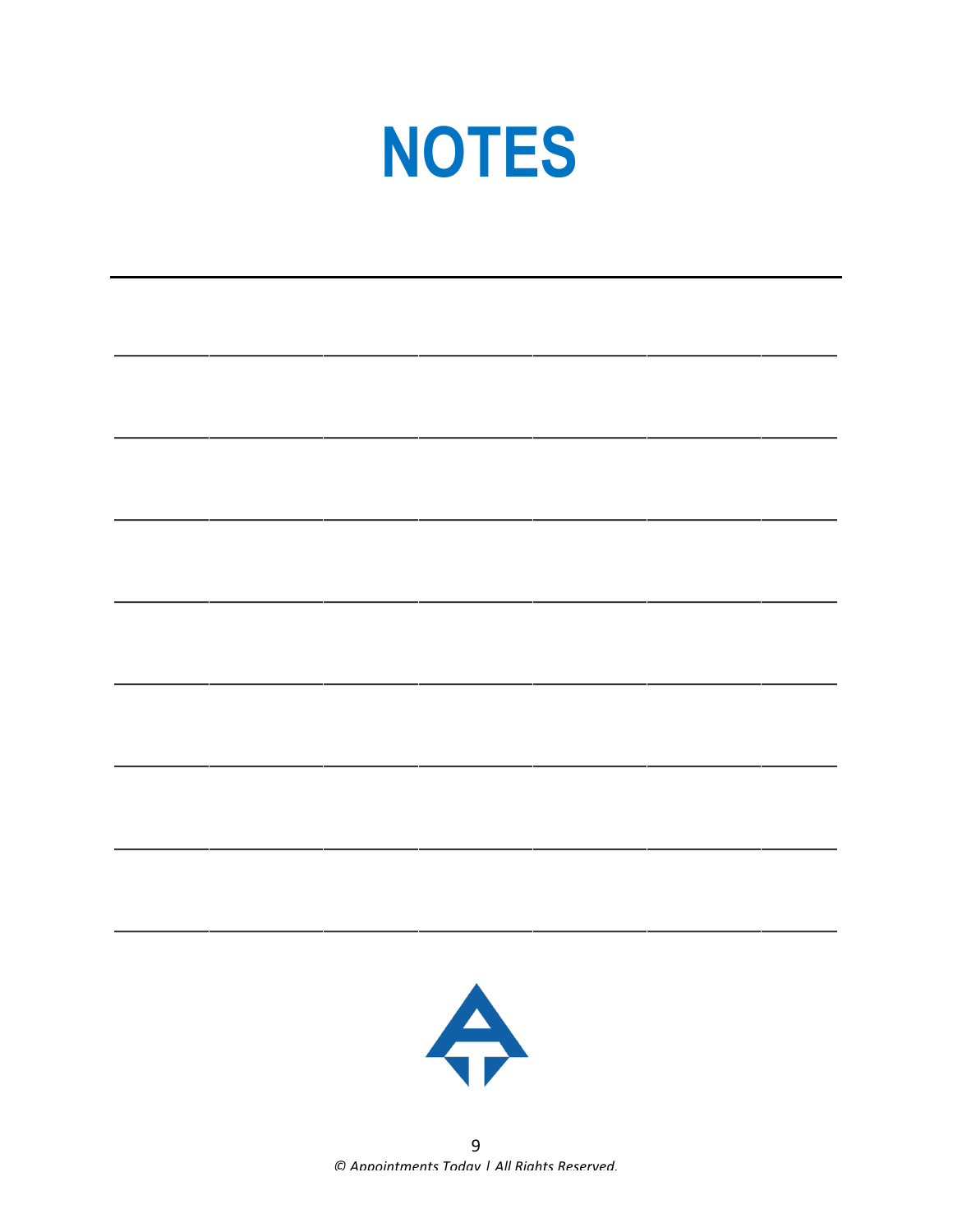# NOTES